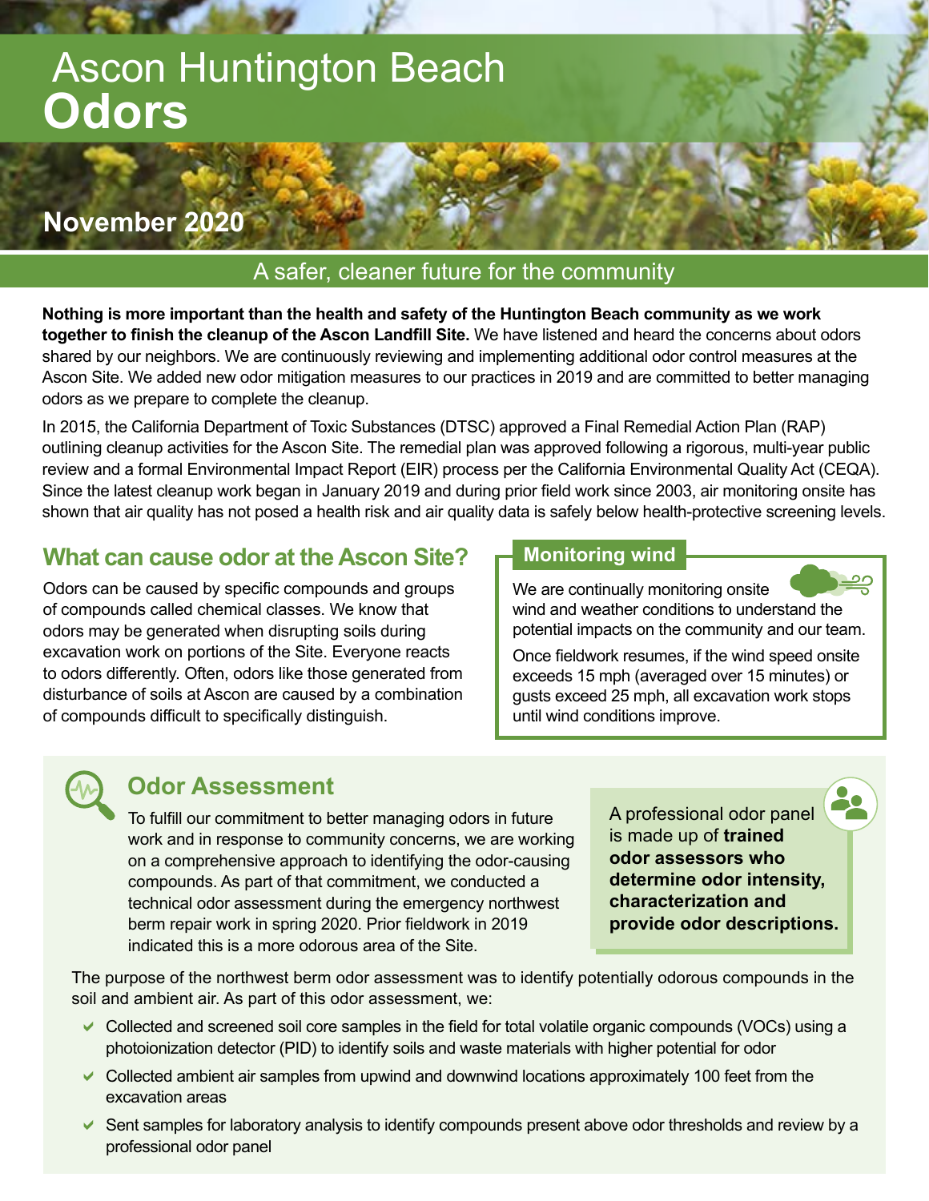# Ascon Huntington Beach
# Odors

**November 2020**

## A safer, cleaner future for the community

**Nothing is more important than the health and safety of the Huntington Beach community as we work together to finish the cleanup of the Ascon Landfill Site.** We have listened and heard the concerns about odors shared by our neighbors. We are continuously reviewing and implementing additional odor control measures at the Ascon Site. We added new odor mitigation measures to our practices in 2019 and are committed to better managing odors as we prepare to complete the cleanup.

In 2015, the California Department of Toxic Substances (DTSC) approved a Final Remedial Action Plan (RAP) outlining cleanup activities for the Ascon Site. The remedial plan was approved following a rigorous, multi-year public review and a formal Environmental Impact Report (EIR) process per the California Environmental Quality Act (CEQA). Since the latest cleanup work began in January 2019 and during prior field work since 2003, air monitoring onsite has shown that air quality has not posed a health risk and air quality data is safely below health-protective screening levels.

## What can cause odor at the Ascon Site?

Odors can be caused by specific compounds and groups of compounds called chemical classes. We know that odors may be generated when disrupting soils during excavation work on portions of the Site. Everyone reacts to odors differently. Often, odors like those generated from disturbance of soils at Ascon are caused by a combination of compounds difficult to specifically distinguish.

### Monitoring wind

We are continually monitoring onsite wind and weather conditions to understand the potential impacts on the community and our team.

Once fieldwork resumes, if the wind speed onsite exceeds 15 mph (averaged over 15 minutes) or gusts exceed 25 mph, all excavation work stops until wind conditions improve.

## Odor Assessment

To fulfill our commitment to better managing odors in future work and in response to community concerns, we are working on a comprehensive approach to identifying the odor-causing compounds. As part of that commitment, we conducted a technical odor assessment during the emergency northwest berm repair work in spring 2020. Prior fieldwork in 2019 indicated this is a more odorous area of the Site.

A professional odor panel is made up of **trained odor assessors who determine odor intensity, characterization and provide odor descriptions.**

The purpose of the northwest berm odor assessment was to identify potentially odorous compounds in the soil and ambient air. As part of this odor assessment, we:

- Collected and screened soil core samples in the field for total volatile organic compounds (VOCs) using a photoionization detector (PID) to identify soils and waste materials with higher potential for odor
- Collected ambient air samples from upwind and downwind locations approximately 100 feet from the excavation areas
- Sent samples for laboratory analysis to identify compounds present above odor thresholds and review by a professional odor panel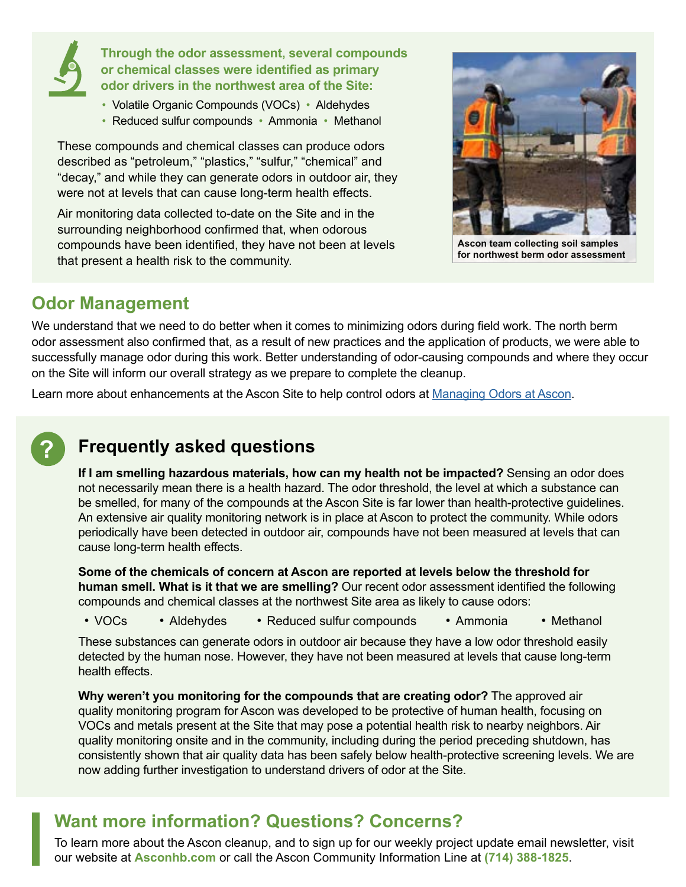**Through the odor assessment, several compounds or chemical classes were identified as primary odor drivers in the northwest area of the Site:**

- Volatile Organic Compounds (VOCs)
- Aldehydes
- Reduced sulfur compounds
- Ammonia
- Methanol

These compounds and chemical classes can produce odors described as "petroleum," "plastics," "sulfur," "chemical" and "decay," and while they can generate odors in outdoor air, they were not at levels that can cause long-term health effects.

Air monitoring data collected to-date on the Site and in the surrounding neighborhood confirmed that, when odorous compounds have been identified, they have not been at levels that present a health risk to the community.

Ascon team collecting soil samples for northwest berm odor assessment

## Odor Management

We understand that we need to do better when it comes to minimizing odors during field work. The north berm odor assessment also confirmed that, as a result of new practices and the application of products, we were able to successfully manage odor during this work. Better understanding of odor-causing compounds and where they occur on the Site will inform our overall strategy as we prepare to complete the cleanup.

Learn more about enhancements at the Ascon Site to help control odors at Managing Odors at Ascon.

## Frequently asked questions

**If I am smelling hazardous materials, how can my health not be impacted?** Sensing an odor does not necessarily mean there is a health hazard. The odor threshold, the level at which a substance can be smelled, for many of the compounds at the Ascon Site is far lower than health-protective guidelines. An extensive air quality monitoring network is in place at Ascon to protect the community. While odors periodically have been detected in outdoor air, compounds have not been measured at levels that can cause long-term health effects.

**Some of the chemicals of concern at Ascon are reported at levels below the threshold for human smell. What is it that we are smelling?** Our recent odor assessment identified the following compounds and chemical classes at the northwest Site area as likely to cause odors:

- VOCs
- Aldehydes
- Reduced sulfur compounds
- Ammonia
- Methanol

These substances can generate odors in outdoor air because they have a low odor threshold easily detected by the human nose. However, they have not been measured at levels that cause long-term health effects.

**Why weren't you monitoring for the compounds that are creating odor?** The approved air quality monitoring program for Ascon was developed to be protective of human health, focusing on VOCs and metals present at the Site that may pose a potential health risk to nearby neighbors. Air quality monitoring onsite and in the community, including during the period preceding shutdown, has consistently shown that air quality data has been safely below health-protective screening levels. We are now adding further investigation to understand drivers of odor at the Site.

## Want more information? Questions? Concerns?

To learn more about the Ascon cleanup, and to sign up for our weekly project update email newsletter, visit our website at **Asconhb.com** or call the Ascon Community Information Line at **(714) 388-1825**.